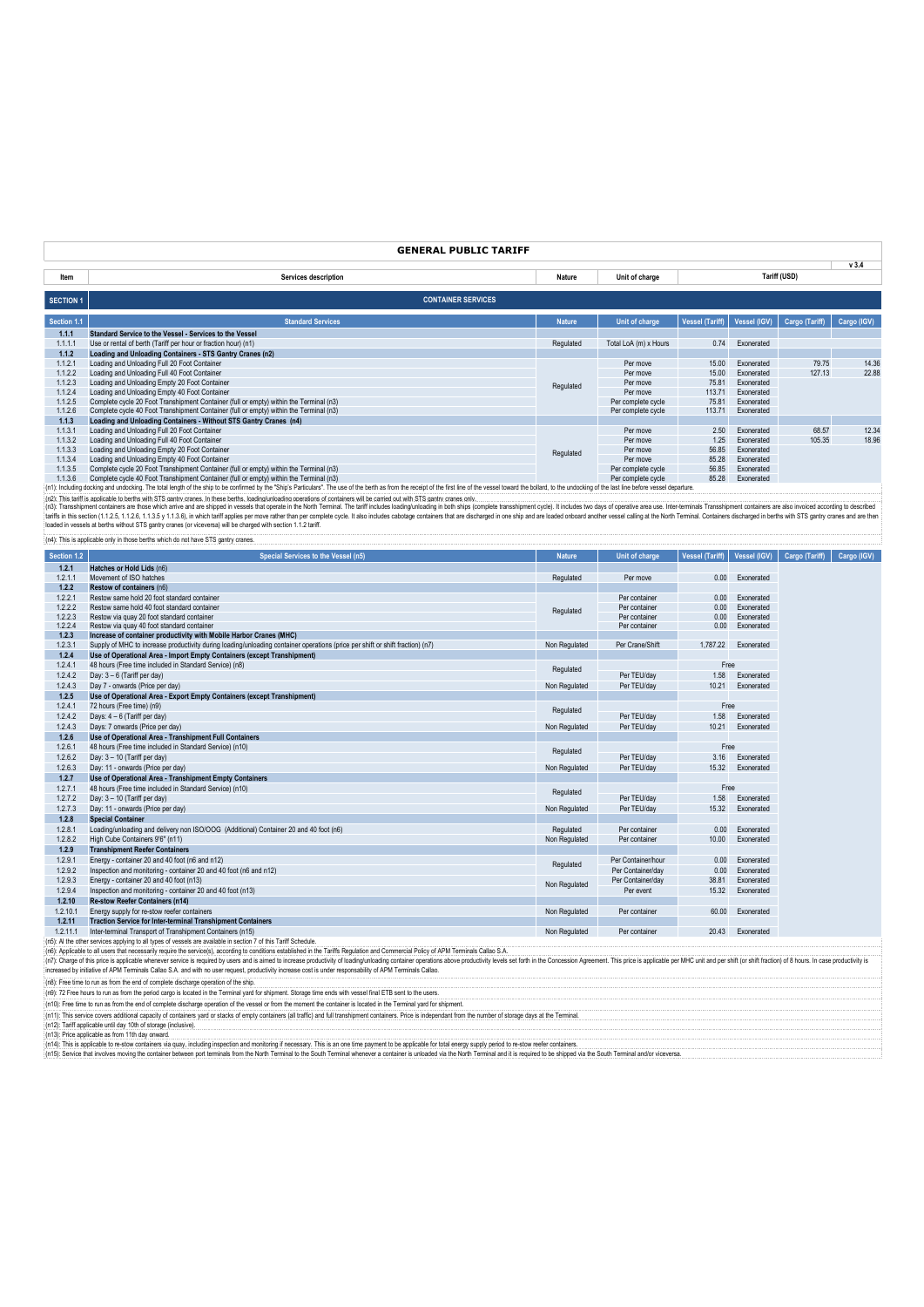# GENERAL PUBLIC TARIFF

v 3.4

| Item | Services description | Nature | Unit of charge | Tariff (USD) | | | |
|---|---|---|---|---|---|---|---|
| **SECTION 1** | **CONTAINER SERVICES** | | | | | | |
| **Section 1.1** | **Standard Services** | **Nature** | **Unit of charge** | **Vessel (Tariff)** | **Vessel (IGV)** | **Cargo (Tariff)** | **Cargo (IGV)** |
| **1.1.1** | **Standard Service to the Vessel - Services to the Vessel** | | | | | | |
| 1.1.1.1 | Use or rental of berth (Tariff per hour or fraction hour) (n1) | Regulated | Total LoA (m) x Hours | 0.74 | Exonerated | | |
| **1.1.2** | **Loading and Unloading Containers - STS Gantry Cranes (n2)** | | | | | | |
| 1.1.2.1 | Loading and Unloading Full 20 Foot Container | Regulated | Per move | 15.00 | Exonerated | 79.75 | 14.36 |
| 1.1.2.2 | Loading and Unloading Full 40 Foot Container | | Per move | 15.00 | Exonerated | 127.13 | 22.88 |
| 1.1.2.3 | Loading and Unloading Empty 20 Foot Container | | Per move | 75.81 | Exonerated | | |
| 1.1.2.4 | Loading and Unloading Empty 40 Foot Container | | Per move | 113.71 | Exonerated | | |
| 1.1.2.5 | Complete cycle 20 Foot Transhipment Container (full or empty) within the Terminal (n3) | | Per complete cycle | 75.81 | Exonerated | | |
| 1.1.2.6 | Complete cycle 40 Foot Transhipment Container (full or empty) within the Terminal (n3) | | Per complete cycle | 113.71 | Exonerated | | |
| **1.1.3** | **Loading and Unloading Containers - Without STS Gantry Cranes (n4)** | | | | | | |
| 1.1.3.1 | Loading and Unloading Full 20 Foot Container | Regulated | Per move | 2.50 | Exonerated | 68.57 | 12.34 |
| 1.1.3.2 | Loading and Unloading Full 40 Foot Container | | Per move | 1.25 | Exonerated | 105.35 | 18.96 |
| 1.1.3.3 | Loading and Unloading Empty 20 Foot Container | | Per move | 56.85 | Exonerated | | |
| 1.1.3.4 | Loading and Unloading Empty 40 Foot Container | | Per move | 85.28 | Exonerated | | |
| 1.1.3.5 | Complete cycle 20 Foot Transhipment Container (full or empty) within the Terminal (n3) | | Per complete cycle | 56.85 | Exonerated | | |
| 1.1.3.6 | Complete cycle 40 Foot Transhipment Container (full or empty) within the Terminal (n3) | | Per complete cycle | 85.28 | Exonerated | | |

(n1): Including docking and undocking. The total length of the ship to be confirmed by the "Ship's Particulars". The use of the berth as from the receipt of the first line of the vessel toward the bollard, to the undocking of the last line before vessel departure.

(n2): This tariff is applicable to berths with STS gantry cranes. In these berths, loading/unloading operations of containers will be carried out with STS gantry cranes only.

(n3): Transshipment containers are those which arrive and are shipped in vessels that operate in the North Terminal. The tariff includes loading/unloading in both ships (complete transshipment cycle). It includes two days of operative area use. Inter-terminals Transshipment containers are also invoiced according to described tariffs in this section (1.1.2.5, 1.1.2.6, 1.1.3.5 y 1.1.3.6), in which tariff applies per move rather than per complete cycle. It also includes cabotage containers that are discharged in one ship and are loaded onboard another vessel calling at the North Terminal. Containers discharged in berths with STS gantry cranes and are then loaded in vessels at berths without STS gantry cranes (or viceversa) will be charged with section 1.1.2 tariff.

(n4): This is applicable only in those berths which do not have STS gantry cranes.

| Section 1.2 | Special Services to the Vessel (n5) | Nature | Unit of charge | Vessel (Tariff) | Vessel (IGV) | Cargo (Tariff) | Cargo (IGV) |
|---|---|---|---|---|---|---|---|
| **1.2.1** | **Hatches or Hold Lids (n6)** | | | | | | |
| 1.2.1.1 | Movement of ISO hatches | Regulated | Per move | 0.00 | Exonerated | | |
| **1.2.2** | **Restow of containers (n6)** | | | | | | |
| 1.2.2.1 | Restow same hold 20 foot standard container | Regulated | Per container | 0.00 | Exonerated | | |
| 1.2.2.2 | Restow same hold 40 foot standard container | | Per container | 0.00 | Exonerated | | |
| 1.2.2.3 | Restow via quay 20 foot standard container | | Per container | 0.00 | Exonerated | | |
| 1.2.2.4 | Restow via quay 40 foot standard container | | Per container | 0.00 | Exonerated | | |
| **1.2.3** | **Increase of container productivity with Mobile Harbor Cranes (MHC)** | | | | | | |
| 1.2.3.1 | Supply of MHC to increase productivity during loading/unloading container operations (price per shift or shift fraction) (n7) | Non Regulated | Per Crane/Shift | 1,787.22 | Exonerated | | |
| **1.2.4** | **Use of Operational Area - Import Empty Containers (except Transhipment)** | | | | | | |
| 1.2.4.1 | 48 hours (Free time included in Standard Service) (n8) | Regulated | | Free | | | |
| 1.2.4.2 | Day: 3 – 6 (Tariff per day) | | Per TEU/day | 1.58 | Exonerated | | |
| 1.2.4.3 | Day 7 - onwards (Price per day) | Non Regulated | Per TEU/day | 10.21 | Exonerated | | |
| **1.2.5** | **Use of Operational Area - Export Empty Containers (except Transhipment)** | | | | | | |
| 1.2.4.1 | 72 hours (Free time) (n9) | Regulated | | Free | | | |
| 1.2.4.2 | Days: 4 – 6 (Tariff per day) | | Per TEU/day | 1.58 | Exonerated | | |
| 1.2.4.3 | Days: 7 onwards (Price per day) | Non Regulated | Per TEU/day | 10.21 | Exonerated | | |
| **1.2.6** | **Use of Operational Area - Transhipment Full Containers** | | | | | | |
| 1.2.6.1 | 48 hours (Free time included in Standard Service) (n10) | Regulated | | Free | | | |
| 1.2.6.2 | Day: 3 – 10 (Tariff per day) | | Per TEU/day | 3.16 | Exonerated | | |
| 1.2.6.3 | Day: 11 - onwards (Price per day) | Non Regulated | Per TEU/day | 15.32 | Exonerated | | |
| **1.2.7** | **Use of Operational Area - Transhipment Empty Containers** | | | | | | |
| 1.2.7.1 | 48 hours (Free time included in Standard Service) (n10) | Regulated | | Free | | | |
| 1.2.7.2 | Day: 3 – 10 (Tariff per day) | | Per TEU/day | 1.58 | Exonerated | | |
| 1.2.7.3 | Day: 11 - onwards (Price per day) | Non Regulated | Per TEU/day | 15.32 | Exonerated | | |
| **1.2.8** | **Special Container** | | | | | | |
| 1.2.8.1 | Loading/unloading and delivery non ISO/OOG (Additional) Container 20 and 40 foot (n6) | Regulated | Per container | 0.00 | Exonerated | | |
| 1.2.8.2 | High Cube Containers 9'6" (n11) | Non Regulated | Per container | 10.00 | Exonerated | | |
| **1.2.9** | **Transhipment Reefer Containers** | | | | | | |
| 1.2.9.1 | Energy - container 20 and 40 foot (n6 and n12) | Regulated | Per Container/hour | 0.00 | Exonerated | | |
| 1.2.9.2 | Inspection and monitoring - container 20 and 40 foot (n6 and n12) | | Per Container/day | 0.00 | Exonerated | | |
| 1.2.9.3 | Energy - container 20 and 40 foot (n13) | Non Regulated | Per Container/day | 38.81 | Exonerated | | |
| 1.2.9.4 | Inspection and monitoring - container 20 and 40 foot (n13) | | Per event | 15.32 | Exonerated | | |
| **1.2.10** | **Re-stow Reefer Containers (n14)** | | | | | | |
| 1.2.10.1 | Energy supply for re-stow reefer containers | Non Regulated | Per container | 60.00 | Exonerated | | |
| **1.2.11** | **Traction Service for Inter-terminal Transhipment Containers** | | | | | | |
| 1.2.11.1 | Inter-terminal Transport of Transhipment Containers (n15) | Non Regulated | Per container | 20.43 | Exonerated | | |

(n5): Al the other services applying to all types of vessels are available in section 7 of this Tariff Schedule.

(n6): Applicable to all users that necessarily require the service(s), according to conditions established in the Tariffs Regulation and Commercial Policy of APM Terminals Callao S.A.

(n7): Charge of this price is applicable whenever service is required by users and is aimed to increase productivity of loading/unloading container operations above productivity levels set forth in the Concession Agreement. This price is applicable per MHC unit and per shift (or shift fraction) of 8 hours. In case productivity is increased by initiative of APM Terminals Callao S.A. and with no user request, productivity increase cost is under responsability of APM Terminals Callao.

(n8): Free time to run as from the end of complete discharge operation of the ship.

(n9): 72 Free hours to run as from the period cargo is located in the Terminal yard for shipment. Storage time ends with vessel final ETB sent to the users.

(n10): Free time to run as from the end of complete discharge operation of the vessel or from the moment the container is located in the Terminal yard for shipment.

(n11): This service covers additional capacity of containers yard or stacks of empty containers (all traffic) and full transhipment containers. Price is independant from the number of storage days at the Terminal.

(n12): Tariff applicable until day 10th of storage (inclusive).

(n13): Price applicable as from 11th day onward.

(n14): This is applicable to re-stow containers via quay, including inspection and monitoring if necessary. This is an one time payment to be applicable for total energy supply period to re-stow reefer containers.

(n15): Service that involves moving the container between port terminals from the North Terminal to the South Terminal whenever a container is unloaded via the North Terminal and it is required to be shipped via the South Terminal and/or viceversa.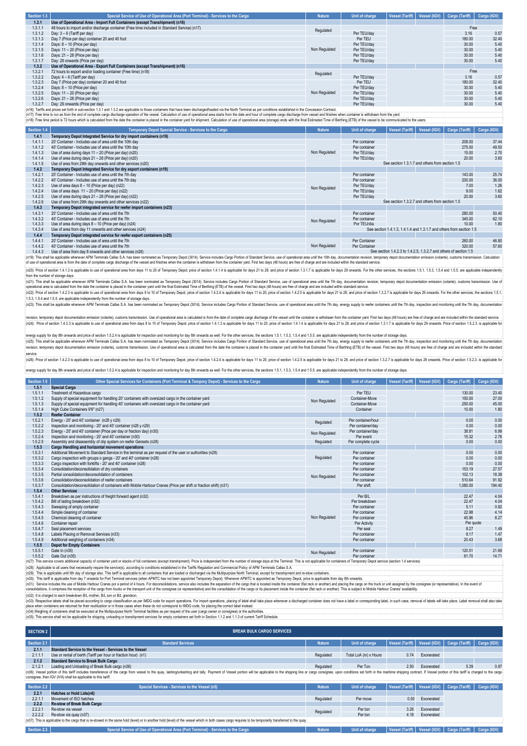| Section 1.3 | Special Service of Use of Operational Area (Port Terminal) - Services to the Cargo | Nature | Unit of charge | Vessel (Tariff) | Vessel (IGV) | Cargo (Tariff) | Cargo (IGV) |
|---|---|---|---|---|---|---|---|
| 1.3.1 | Use of Operational Area - Import Full Containers (except Transhipment) (n16) | | | | | | |
| 1.3.1.1 | 48 hours to import and/or discharge container (Free time included in Standard Service) (n17) | Regulated | | | | Free | |
| 1.3.1.2 | Day: 3 – 6 (Tariff per day) | | Per TEU/day | | | 3.16 | 0.57 |
| 1.3.1.3 | Day 7 (Price per day) container 20 and 40 foot | Non Regulated | Per TEU | | | 180.00 | 32.40 |
| 1.3.1.4 | Days: 8 – 10 (Price per day) | | Per TEU/day | | | 30.00 | 5.40 |
| 1.3.1.5 | Days: 11 – 20 (Price per day) | | Per TEU/day | | | 30.00 | 5.40 |
| 1.3.1.6 | Days: 21 – 28 (Price per day) | | Per TEU/day | | | 30.00 | 5.40 |
| 1.3.1.7 | Day: 29 onwards (Price per day) | | Per TEU/day | | | 30.00 | 5.40 |
| 1.3.2 | Use of Operational Area - Export Full Containers (except Transhipment) (n16) | | | | | | |
| 1.3.2.1 | 72 hours to export and/or loading container (Free time) (n18) | Regulated | | | | Free | |
| 1.3.2.2 | Days: 4 – 6 (Tariff per day) | | Per TEU/day | | | 3.16 | 0.57 |
| 1.3.2.3 | Day 7 (Price per day) container 20 and 40 foot | Non Regulated | Per TEU | | | 180.00 | 32.40 |
| 1.3.2.4 | Days: 8 – 10 (Price per day) | | Per TEU/day | | | 30.00 | 5.40 |
| 1.3.2.5 | Days: 11 – 20 (Price per day) | | Per TEU/day | | | 30.00 | 5.40 |
| 1.3.2.6 | Days: 21 – 28 (Price per day) | | Per TEU/day | | | 30.00 | 5.40 |
| 1.3.2.7 | Day: 29 onwards (Price per day) | | Per TEU/day | | | 30.00 | 5.40 |

(n16): Tariffs and prices set forth in sub-section 1.3.1 and 1.3.2 are applicable to those containers that have been discharged/loaded via the North Terminal as per conditions established in the Concession Contract.
(n17): Free time to run as from the end of complete cargo discharge operation of the vessel. Calculation of use of operational area starts from the date and hour of complete cargo discharge from vessel and finishes when container is withdrawn from the yard.
(n18): Free time period is 72 hours which is calculated from the date the container is placed in the container yard for shipment. Calculation of use of operational area (storage) ends with the final Estimated Time of Berthing (ETB) of the vessel to be communicated to the users.

| Section 1.4 | Temporary Depot Special Service - Services to the Cargo | Nature | Unit of charge | Vessel (Tariff) | Vessel (IGV) | Cargo (Tariff) | Cargo (IGV) |
|---|---|---|---|---|---|---|---|
| 1.4.1 | Temporary Depot Integrated Service for dry import containers (n19) | | | | | | |
| 1.4.1.1 | 20' Container - Includes use of area until the 10th day | Non Regulated | Per container | | | 208.00 | 37.44 |
| 1.4.1.2 | 40' Container - Includes use of area until the 10th day | | Per container | | | 275.00 | 49.50 |
| 1.4.1.3 | Use of area during days 11 – 20 (Price per day) (n20) | | Per TEU/day | | | 15.00 | 2.70 |
| 1.4.1.4 | Use of area during days 21 – 28 (Price per day) (n20) | | Per TEU/day | | | 20.00 | 3.60 |
| 1.4.1.5 | Use of area from 29th day onwards and other services (n20) | | See section 1.3.1.7 and others from section 1.5 | | | | |
| 1.4.2 | Temporary Depot Integrated Service for dry export containers (n19) | | | | | | |
| 1.4.2.1 | 20' Container - Includes use of area until the 7th day | Non Regulated | Per container | | | 143.00 | 25.74 |
| 1.4.2.2 | 40' Container - Includes use of area until the 7th day | | Per container | | | 200.00 | 36.00 |
| 1.4.2.3 | Use of area days 8 – 10 (Price per day) (n22) | | Per TEU/day | | | 7.00 | 1.26 |
| 1.4.2.4 | Use of area days 11 – 20 (Price per day) (n22) | | Per TEU/day | | | 9.00 | 1.62 |
| 1.4.2.5 | Use of area during days 21 – 28 (Price per day) (n22) | | Per TEU/day | | | 20.00 | 3.60 |
| 1.4.2.6 | Use of area from 29th day onwards and other services (n22) | | See section 1.3.2.7 and others from section 1.5 | | | | |
| 1.4.3 | Temporary Depot integrated service for reefer import containers (n23) | | | | | | |
| 1.4.3.1 | 20' Container - Includes use of area until the 7th | Non Regulated | Per container | | | 280.00 | 50.40 |
| 1.4.3.2 | 40' Container - Includes use of area until the 7th | | Per container | | | 345.00 | 62.10 |
| 1.4.3.3 | Use of area during days 8 – 10 (Price per day) (n24) | | Por TEU/día | | | 10.00 | 1.80 |
| 1.4.3.4 | Use of area from day 11 onwards and other services (n24) | | See section 1.4.1.3, 1.4.1.4 and 1.3.1.7 and others from section 1.5 | | | | |
| 1.4.4 | Temporary Depot integrated service for reefer export containers (n25) | | | | | | |
| 1.4.4.1 | 20' Container - Includes use of area until the 7th | Non Regulated | Per Container | | | 260.00 | 46.80 |
| 1.4.4.2 | 40' Container - Includes use of area until the 7th | | Per Container | | | 320.00 | 57.60 |
| 1.4.4.3 | Use of area from day 8 onwards and other services (n26) | | See section 1.4.2.3 to 1.4.2.5, 1.3.2.7 and others of section 1.5 | | | | |

(n19): This shall be applicable whenever APM Terminals Callao S.A. has been nominated as Temporary Depot (3014). Service includes Cargo Portion of Standard Service, use of operational area until the 10th day, documentation revision, temporary depot documentation emission (volante), customs transmission. Calculation of use of operational area is from the date of complete cargo discharge of the vessel and finishes when the container is withdrawn from the container yard. First two days (48 hours) are free of charge and are included within the standard service.

(n20): Price of section 1.4.1.3 is applicable to use of operational area from days 11 to 20 of Temporary Depot; price of section 1.4.1.4 is applicable for days 21 to 28; and price of section 1.3.1.7 is applicable for days 29 onwards. For the other services, the sections 1.5.1, 1.5.3, 1.5.4 and 1.5.5. are applicable independently from the number of storage days.

(n21): This shall be applicable whenever APM Terminals Callao S.A. has been nominated as Temporary Depot (3014). Service includes Cargo Portion of Standard Service, use of operational area until the 7th day, documentation revision, temporary depot documentation emission (volante), customs transmission. Use of operational area is calculated from the date the container is placed in the container yard until the final Estimated Time of Berthing (ETB) of the vessel. First two days (48 hours) are free of charge and are included within standard service.

(n22): Price of section 1.4.2.3 is applicable to use of operational area from days 8 to 10 of Temporary Depot; price of section 1.4.2.4 is applicable for days 11 to 20; price of section 1.4.2.5 is applicable for days 21 to 28; and price of section 1.3.2.7 is applicable for days 29 onwards. For the other services, the sections 1.5.1, 1.5.3, 1.5.4 and 1.5.5. are applicable independently from the number of storage days.

(n23): This shall be applicable whenever APM Terminals Callao S.A. has been nominated as Temporary Depot (3014). Service includes Cargo Portion of Standard Service, use of operational area until the 7th day, energy supply to reefer containers until the 7th day, inspection and monitoring until the 7th day, documentation revision, temporary depot documentation emission (volante), customs transmission. Use of operational area is calculated from the date of complete cargo discharge of the vessel until the container is withdrawn from the container yard. First two days (48 hours) are free of charge and are included within the standard service.

(n24): Price of section 1.4.3.3 is applicable to use of operational area from days 8 to 10 of Temporary Depot; price of section 1.4.1.3 is applicable for days 11 to 20; price of section 1.4.1.4 is applicable for days 21 to 28; and price of section 1.3.1.7 is applicable for days 29 onwards. Price of section 1.5.2.3. is applicable for energy supply for day 8th onwards and price of section 1.5.2.4 is applicable for inspection and monitoring for day 8th onwards as well. For the other services, the sections 1.5.1, 1.5.3, 1.5.4 and 1.5.5. are applicable independently from the number of storage days.

(n25): This shall be applicable whenever APM Terminals Callao S.A. has been nominated as Temporary Depot (3014). Service includes Cargo Portion of Standard Service, use of operational area until the 7th day, energy supply to reefer containers until the 7th day, inspection and monitoring until the 7th day, documentation revision, temporary depot documentation emission (volante), customs transmission. Use of operational area is calculated from the date the container is placed in the container yard until the final Estimated Time of Berthing (ETB) of the vessel. First two days (48 hours) are free of charge and are included within the standard service.

(n26): Price of section 1.4.2.3 is applicable to use of operational area from days 8 to 10 of Temporary Depot; price of section 1.4.2.4 is applicable for days 11 to 20; price of section 1.4.2.5 is applicable for days 21 to 28; and price of section 1.3.2.7 is applicable for days 29 onwards. Price of section 1.5.2.3. is applicable for energy supply for day 8th onwards and price of section 1.5.2.4 is applicable for inspection and monitoring for day 8th onwards as well. For the other services, the sections 1.5.1, 1.5.3, 1.5.4 and 1.5.5. are applicable independently from the number of storage days.

| Section 1.5 | Other Special Services for Containers (Port Terminal & Tempory Depot) - Services to the Cargo | Nature | Unit of charge | Vessel (Tariff) | Vessel (IGV) | Cargo (Tariff) | Cargo (IGV) |
|---|---|---|---|---|---|---|---|
| 1.5.1 | Special Cargo | | | | | | |
| 1.5.1.1 | Treatment of Hazardous cargo | Non Regulated | Per TEU | | | 130.00 | 23.40 |
| 1.5.1.2 | Supply of special equipment for handling 20' containers with oversized cargo in the container yard | | Container-Move | | | 150.00 | 27.00 |
| 1.5.1.3 | Supply of special equipment for handling 40' containers with oversized cargo in the container yard | | Container-Move | | | 250.00 | 45.00 |
| 1.5.1.4 | High Cube Containers 9'6" (n27) | | Container | | | 10.00 | 1.80 |
| 1.5.2 | Reefer Container | | | | | | |
| 1.5.2.1 | Energy - 20' and 40' container (n28 y n29) | Regulated | Per container/hour | | | 0.00 | 0.00 |
| 1.5.2.2 | Inspection and monitoring - 20' and 40' container (n28 y n29) | | Per container/day | | | 0.00 | 0.00 |
| 1.5.2.3 | Energy - 20' and 40' container (Price per day or fraction day) (n30) | Non Regulated | Per container/day | | | 38.81 | 6.99 |
| 1.5.2.4 | Inspection and monitoring - 20' and 40' container (n30) | | Per event | | | 15.32 | 2.76 |
| 1.5.2.5 | Assembly and disassembly of clip system on reefer Gensets (n28) | Regulated | Per complete cycle | | | 0.00 | 0.00 |
| 1.5.3 | Cargo Handling and horizontal movement operations | | | | | | |
| 1.5.3.1 | Additional Movement to Standard Service in the terminal as per request of the user or authorities (n28) | Regulated | Per container | | | 0.00 | 0.00 |
| 1.5.3.2 | Cargo inspection with groups o gangs - 20' and 40' container (n28) | | Per container | | | 0.00 | 0.00 |
| 1.5.3.3 | Cargo inspection with forklifts - 20' and 40' container (n28) | | Per container | | | 0.00 | 0.00 |
| 1.5.3.4 | Consolidation/deconsolidation of dry containers | Non Regulated | Per container | | | 153.19 | 27.57 |
| 1.5.3.5 | Partial consolidation/deconsolidation of containers | | Per container | | | 102.13 | 18.38 |
| 1.5.3.6 | Consolidation/deconsolidation of reefer containers | | Per container | | | 510.64 | 91.92 |
| 1.5.3.7 | Consolidation/deconsolidation of containers with Mobile Harbour Cranes (Price per shift or fraction shift) (n31) | | Per shift | | | 1,080.00 | 194.40 |
| 1.5.4 | Other Services | | | | | | |
| 1.5.4.1 | Breakdown as per instructions of freight forward agent (n32) | Non Regulated | Per B/L | | | 22.47 | 4.04 |
| 1.5.4.2 | Bill of lading breakdown (n32) | | Per breakdown | | | 22.47 | 4.04 |
| 1.5.4.3 | Sweeping of empty container | | Per container | | | 5.11 | 0.92 |
| 1.5.4.4 | Simple cleaning of container | | Per container | | | 22.98 | 4.14 |
| 1.5.4.5 | Chemical cleaning of container | | Per container | | | 45.96 | 8.27 |
| 1.5.4.6 | Container repair | | Per Activity | | | Per quote | |
| 1.5.4.7 | Seal placement services | | Per seal | | | 8.27 | 1.49 |
| 1.5.4.8 | Labels Placing or Removal Services (n33) | | Per container | | | 8.17 | 1.47 |
| 1.5.4.9 | Additional weighing of containers (n34) | | Per container | | | 20.43 | 3.68 |
| 1.5.5 | Depot for Empty Containers | | | | | | |
| 1.5.5.1 | Gate In (n35) | Non Regulated | Per container | | | 120.51 | 21.69 |
| 1.5.5.2 | Gate Out (n35) | | Per container | | | 81.70 | 14.71 |

(n27): This service covers additional capacity of container yard or stacks of full containers (except transhipment). Price is independant from the number of storage days at the Terminal. This is not applicable for containers of Temporary Depot service (section 1.4 services)
(n28): Applicable to all users that necessarily require the service(s), according to conditions established in the Tariffs Regulation and Commercial Policy of APM Terminals Callao S.A.
(n29): This is applicable until 6th day of storage also. This tariff is applicable to all containers that are loaded or discharged via the Multipurpose North Terminal, except for transhipment and re-stow containers.
(n30): This tariff is applicable from day 7 onwards for Port Terminal services (when APMTC has not been appointed Temporary Depot). Whenever APMTC is appointed as Temporary Depot, price is applicable from day 8th onwards.
(n31): Service includes the use of Mobile Harbour Cranes por a period of 4 hours. For deconsolidations, service also includes the separation of the cargo that is located inside the container (flat rack or another) and placing the cargo on the truck or unit assigned by the consignee (or representative). In the event of consolidations, it comprises the reception of the cargo from trucks or the transport unit of the consignee (or representative) and the consolidation of the cargo or its placement inside the container (flat rack or another). This is subject to Mobile Harbour Cranes' availability.
(n32): It is charged to each breakdown B/L mother, B/L son or B/L grandson.
(n33): Respective labels shall be placed according to cargo classification as per IMDG code for export operations. For import operations, placing of label shall take place whenever a discharged container does not have a label or corresponding label, in such case, removal of labels will take place. Label removal shall also take place when containers are returned for their reutilization or in those cases when these do not correspond to IMDG code, for placing the correct label instead.
(n34) Weighing of containers shall be executed at the Multipurpose North Terminal facilities as per request of the user (cargo owner or consignee) or the authorities.
(n35): This service shall not be applicable for shipping, unloading or transhipment services for empty containers set forth in Section 1.1.2 and 1.1.3 of current Tariff Schedule.

## SECTION 2 — BREAK BULK CARGO SERVICES

| Section 2.1 | Standard Services | Nature | Unit of charge | Vessel (Tariff) | Vessel (IGV) | Cargo (Tariff) | Cargo (IGV) |
|---|---|---|---|---|---|---|---|
| 2.1.1 | Standard Service to the Vessel - Services to the Vessel | | | | | | |
| 2.1.1.1 | Use or rental of berth (Tariff per hour or fraction hour) (n1) | Regulated | Total LoA (m) x Hours | 0.74 | Exonerated | | |
| 2.1.2 | Standard Service to Break Bulk Cargo | | | | | | |
| 2.1.2.1 | Loading and Unloading of Break Bulk cargo (n36) | Regulated | Per Ton | 2.50 | Exonerated | 5.39 | 0.97 |

(n36): Vessel portion of this tariff includes transference of the cargo from vessel to the quay, lashing/unlashing and tally. Payment of Vessel portion will be applicable to the shipping line or cargo consignee, upon conditions set forth in the maritime shipping contract. If Vessel portion of this tariff is charged to the cargo consignee, then IGV (IVA) shall be applicable to this tariff.

| Section 2.2 | Special Services - Services to the Vessel (n5) | Nature | Unit of charge | Vessel (Tariff) | Vessel (IGV) | Cargo (Tariff) | Cargo (IGV) |
|---|---|---|---|---|---|---|---|
| 2.2.1 | Hatches or Hold Lids(n6) | | | | | | |
| 2.2.1.1 | Movement of ISO hatches | Regulated | Per move | 0.00 | Exonerated | | |
| 2.2.2 | Re-stow of Break Bulk Cargo | | | | | | |
| 2.2.2.1 | Re-stow via vessel | Regulated | Per ton | 3.26 | Exonerated | | |
| 2.2.2.2 | Re-stow via quay (n37) | | Per ton | 4.18 | Exonerated | | |

(n37): This is applicable to the cargo that is re-stowed in the same hold (level) or in another hold (level) of the vessel which in both cases cargo requires to be temporarily transferred to the quay.

| Section 2.3 | Special Service of Use of Operational Area (Port Terminal) - Services to the Cargo | Nature | Unit of charge | Vessel (Tariff) | Vessel (IGV) | Cargo (Tariff) | Cargo (IGV) |
|---|---|---|---|---|---|---|---|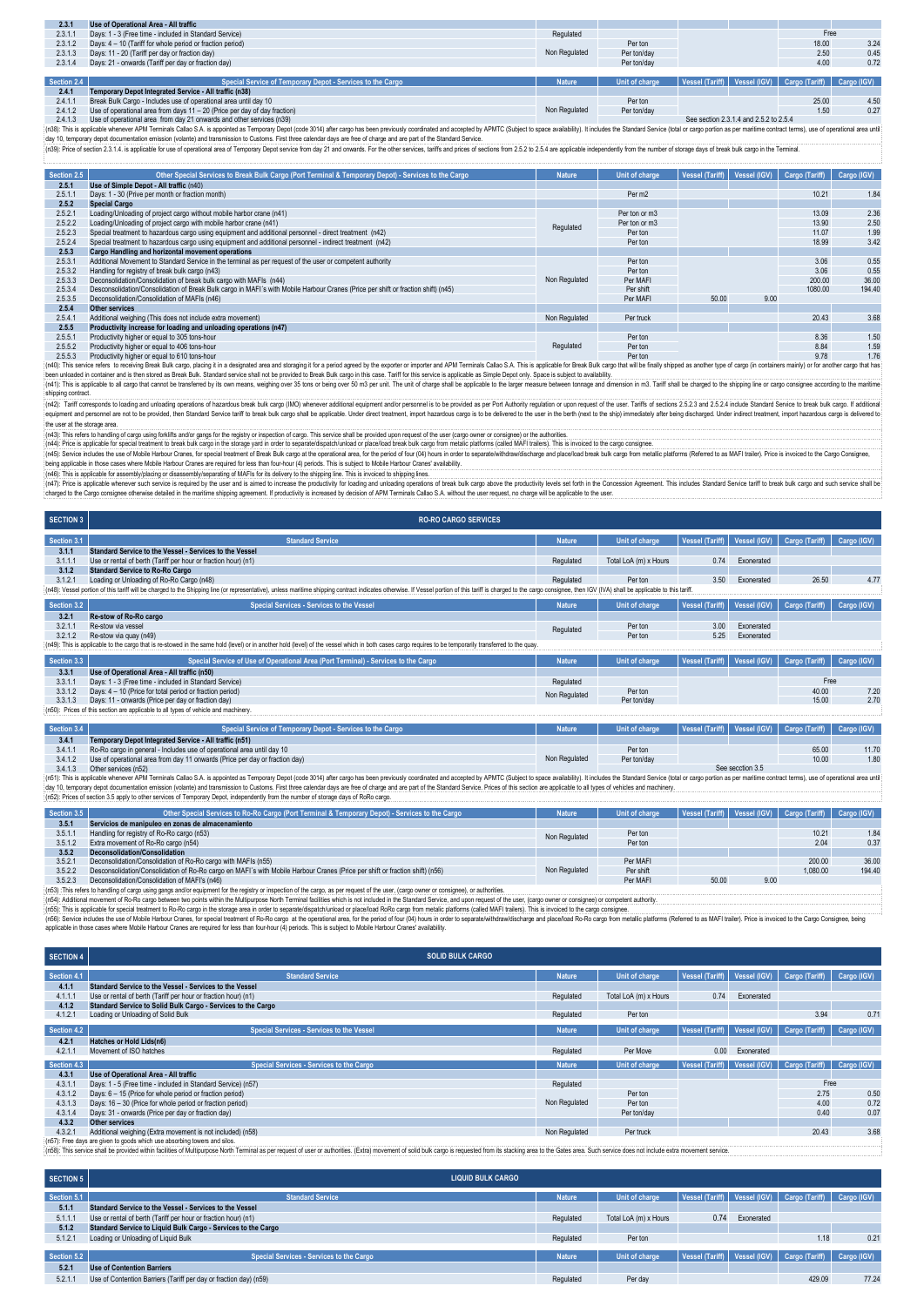| | | Nature | Unit of charge | Vessel (Tariff) | Vessel (IGV) | Cargo (Tariff) | Cargo (IGV) |
|---|---|---|---|---|---|---|---|
| 2.3.1 | Use of Operational Area - All traffic | | | | | | |
| 2.3.1.1 | Days: 1 - 3 (Free time - included in Standard Service) | Regulated | | | | Free | |
| 2.3.1.2 | Days: 4 – 10 (Tariff for whole period or fraction period) | Non Regulated | Per ton | | | 18.00 | 3.24 |
| 2.3.1.3 | Days: 11 - 20 (Tariff per day or fraction day) | | Per ton/day | | | 2.50 | 0.45 |
| 2.3.1.4 | Days: 21 - onwards (Tariff per day or fraction day) | | Per ton/day | | | 4.00 | 0.72 |

| Section 2.4 | Special Service of Temporary Depot - Services to the Cargo | Nature | Unit of charge | Vessel (Tariff) | Vessel (IGV) | Cargo (Tariff) | Cargo (IGV) |
|---|---|---|---|---|---|---|---|
| 2.4.1 | Temporary Depot Integrated Service - All traffic (n38) | | | | | | |
| 2.4.1.1 | Break Bulk Cargo - Includes use of operational area until day 10 | Non Regulated | Per ton | | | 25.00 | 4.50 |
| 2.4.1.2 | Use of operational area from days 11 – 20 (Price per day of day fraction) | | Per ton/day | | | 1.50 | 0.27 |
| 2.4.1.3 | Use of operational area from day 21 onwards and other services (n39) | | | See section 2.3.1.4 and 2.5.2 to 2.5.4 | | | |

(n38): This is applicable whenever APM Terminals Callao S.A. is appointed as Temporary Depot (code 3014) after cargo has been previously coordinated and accepted by APMTC (Subject to space availability). It includes the Standard Service (total or cargo portion as per maritime contract terms), use of operational area until day 10, temporary depot documentation emission (volante) and transmission to Customs. First three calendar days are free of charge and are part of the Standard Service.

(n39): Price of section 2.3.1.4. is applicable for use of operational area of Temporary Depot service from day 21 and onwards. For the other services, tariffs and prices of sections from 2.5.2 to 2.5.4 are applicable independently from the number of storage days of break bulk cargo in the Terminal.

| Section 2.5 | Other Special Services to Break Bulk Cargo (Port Terminal & Temporary Depot) - Services to the Cargo | Nature | Unit of charge | Vessel (Tariff) | Vessel (IGV) | Cargo (Tariff) | Cargo (IGV) |
|---|---|---|---|---|---|---|---|
| 2.5.1 | Use of Simple Depot - All traffic (n40) | | | | | | |
| 2.5.1.1 | Days: 1 - 30 (Price per month or fraction month) | | Per m2 | | | 10.21 | 1.84 |
| 2.5.2 | Special Cargo | | | | | | |
| 2.5.2.1 | Loading/Unloading of project cargo without mobile harbor crane (n41) | Regulated | Per ton or m3 | | | 13.09 | 2.36 |
| 2.5.2.2 | Loading/Unloading of project cargo with mobile harbor crane (n41) | | Per ton or m3 | | | 13.90 | 2.50 |
| 2.5.2.3 | Special treatment to hazardous cargo using equipment and additional personnel - direct treatment (n42) | | Per ton | | | 11.07 | 1.99 |
| 2.5.2.4 | Special treatment to hazardous cargo using equipment and additional personnel - indirect treatment (n42) | | Per ton | | | 18.99 | 3.42 |
| 2.5.3 | Cargo Handling and horizontal movement operations | | | | | | |
| 2.5.3.1 | Additional Movement to Standard Service in the terminal as per request of the user or competent authority | Non Regulated | Per ton | | | 3.06 | 0.55 |
| 2.5.3.2 | Handling for registry of break bulk cargo (n43) | | Per ton | | | 3.06 | 0.55 |
| 2.5.3.3 | Deconsolidation/Consolidation of break bulk cargo with MAFIs (n44) | | Per MAFI | | | 200.00 | 36.00 |
| 2.5.3.4 | Desconsolidation/Consolidation of Break Bulk cargo in MAFI´s with Mobile Harbour Cranes (Price per shift or fraction shift) (n45) | | Per shift | | | 1080.00 | 194.40 |
| 2.5.3.5 | Deconsolidation/Consolidation of MAFIs (n46) | | Per MAFI | 50.00 | 9.00 | | |
| 2.5.4 | Other services | | | | | | |
| 2.5.4.1 | Additional weighing (This does not include extra movement) | Non Regulated | Per truck | | | 20.43 | 3.68 |
| 2.5.5 | Productivity increase for loading and unloading operations (n47) | | | | | | |
| 2.5.5.1 | Productivity higher or equal to 305 tons-hour | Regulated | Per ton | | | 8.36 | 1.50 |
| 2.5.5.2 | Productivity higher or equal to 406 tons-hour | | Per ton | | | 8.84 | 1.59 |
| 2.5.5.3 | Productivity higher or equal to 610 tons-hour | | Per ton | | | 9.78 | 1.76 |

(n40): This service refers to receiving Break Bulk cargo, placing it in a designated area and storaging it for a period agreed by the exporter or importer and APM Terminals Callao S.A. This is applicable for Break Bulk cargo that will be finally shipped as another type of cargo (in containers mainly) or for cargo that has been unloaded in container and is then stored as Break Bulk. Standard service shall not be provided to Break Bulk cargo in this case. Tariff for this service is applicable as Simple Depot only. Space is subject to availability.

(n41): This is applicable to all cargo that cannot be transferred by its own means, weighing over 35 tons or being over 50 m3 per unit. The unit of charge shall be applicable to the larger measure between tonnage and dimension in m3. Tariff shall be charged to the shipping line or cargo consignee according to the maritime shipping contract.

(n42): Tariff corresponds to loading and unloading operations of hazardous break bulk cargo (IMO) whenever additional equipment and/or personnel is to be provided as per Port Authority regulation or upon request of the user. Tariffs of sections 2.5.2.3 and 2.5.2.4 include Standard Service to break bulk cargo. If additional equipment and personnel are not to be provided, then Standard Service tariff to break bulk cargo shall be applicable. Under direct treatment, import hazardous cargo is to be delivered to the user in the berth (next to the ship) immediately after being discharged. Under indirect treatment, import hazardous cargo is delivered to the user at the storage area.

(n43): This refers to handling of cargo using forklifts and/or gangs for the registry or inspection of cargo. This service shall be provided upon request of the user (cargo owner or consignee) or the authorities.

(n44): Price is applicable for special treatment to break bulk cargo in the storage yard in order to separate/dispatch/unload or place/load break bulk cargo from metalic platforms (called MAFI trailers). This is invoiced to the cargo consignee.

(n45): Service includes the use of Mobile Harbour Cranes, for special treatment of Break Bulk cargo at the operational area, for the period of four (04) hours in order to separate/withdraw/discharge and place/load break bulk cargo from metallic platforms (Referred to as MAFI trailer). Price is invoiced to the Cargo Consignee, being applicable in those cases where Mobile Harbour Cranes are required for less than four-hour (4) periods. This is subject to Mobile Harbour Cranes' availability.

(n46): This is applicable for assembly/placing or disassembly/separating of MAFIs for its delivery to the shipping line. This is invoiced to shipping lines.

(n47): Price is applicable whenever such service is required by the user and is aimed to increase the productivity for loading and unloading operations of break bulk cargo above the productivity levels set forth in the Concession Agreement. This includes Standard Service tariff to break bulk cargo and such service shall be charged to the Cargo consignee otherwise detailed in the maritime shipping agreement. If productivity is increased by decision of APM Terminals Callao S.A. without the user request, no charge will be applicable to the user.

## SECTION 3 RO-RO CARGO SERVICES

| Section 3.1 | Standard Service | Nature | Unit of charge | Vessel (Tariff) | Vessel (IGV) | Cargo (Tariff) | Cargo (IGV) |
|---|---|---|---|---|---|---|---|
| 3.1.1 | Standard Service to the Vessel - Services to the Vessel | | | | | | |
| 3.1.1.1 | Use or rental of berth (Tariff per hour or fraction hour) (n1) | Regulated | Total LoA (m) x Hours | 0.74 | Exonerated | | |
| 3.1.2 | Standard Service to Ro-Ro Cargo | | | | | | |
| 3.1.2.1 | Loading or Unloading of Ro-Ro Cargo (n48) | Regulated | Per ton | 3.50 | Exonerated | 26.50 | 4.77 |

(n48): Vessel portion of this tariff will be charged to the Shipping line (or representative), unless maritime shipping contract indicates otherwise. If Vessel portion of this tariff is charged to the cargo consignee, then IGV (18%) shall be applicable to this tariff.

| Section 3.2 | Special Services - Services to the Vessel | Nature | Unit of charge | Vessel (Tariff) | Vessel (IGV) | Cargo (Tariff) | Cargo (IGV) |
|---|---|---|---|---|---|---|---|
| 3.2.1 | Re-stow of Ro-Ro cargo | | | | | | |
| 3.2.1.1 | Re-stow via vessel | Regulated | Per ton | 3.00 | Exonerated | | |
| 3.2.1.2 | Re-stow via quay (n49) | | Per ton | 5.25 | Exonerated | | |

(n49): This is applicable to the cargo that is re-stowed in the same hold (level) or in another hold (level) of the vessel which in both cases cargo requires to be temporarily transferred to the quay.

| Section 3.3 | Special Service of Use of Operational Area (Port Terminal) - Services to the Cargo | Nature | Unit of charge | Vessel (Tariff) | Vessel (IGV) | Cargo (Tariff) | Cargo (IGV) |
|---|---|---|---|---|---|---|---|
| 3.3.1 | Use of Operational Area - All traffic (n50) | | | | | | |
| 3.3.1.1 | Days: 1 - 3 (Free time - included in Standard Service) | Regulated | | | | Free | |
| 3.3.1.2 | Days: 4 – 10 (Price for total period or fraction period) | Non Regulated | Per ton | | | 40.00 | 7.20 |
| 3.3.1.3 | Days: 11 - onwards (Price per day or fraction day) | | Per ton/day | | | 15.00 | 2.70 |

(n50): Prices of this section are applicable to all types of vehicle and machinery.

| Section 3.4 | Special Service of Temporary Depot - Services to the Cargo | Nature | Unit of charge | Vessel (Tariff) | Vessel (IGV) | Cargo (Tariff) | Cargo (IGV) |
|---|---|---|---|---|---|---|---|
| 3.4.1 | Temporary Depot Integrated Service - All traffic (n51) | | | | | | |
| 3.4.1.1 | Ro-Ro cargo in general - Includes use of operational area until day 10 | Non Regulated | Per ton | | | 65.00 | 11.70 |
| 3.4.1.2 | Use of operational area from day 11 onwards (Price per day or fraction day) | | Per ton/day | | | 10.00 | 1.80 |
| 3.4.1.3 | Other services (n52) | | | | See secction 3.5 | | |

(n51): This is applicable whenever APM Terminals Callao S.A. is appointed as Temporary Depot (code 3014) after cargo has been previously coordinated and accepted by APMTC (Subject to space availability). It includes the Standard Service (total or cargo portion as per maritime contract terms), use of operational area until day 10, temporary depot documentation emission (volante) and transmission to Customs. First three calendar days are free of charge and are part of the Standard Service. Prices of this section are applicable to all types of vehicles and machinery.

(n52): Prices of section 3.5 apply to other services of Temporary Depot, independently from the number of storage days of RoRo cargo.

| Section 3.5 | Other Special Services to Ro-Ro Cargo (Port Terminal & Temporary Depot) - Services to the Cargo | Nature | Unit of charge | Vessel (Tariff) | Vessel (IGV) | Cargo (Tariff) | Cargo (IGV) |
|---|---|---|---|---|---|---|---|
| 3.5.1 | Servicios de manipuleo en zonas de almacenamiento | | | | | | |
| 3.5.1.1 | Handling for registry of Ro-Ro cargo (n53) | Non Regulated | Per ton | | | 10.21 | 1.84 |
| 3.5.1.2 | Extra movement of Ro-Ro cargo (n54) | | Per ton | | | 2.04 | 0.37 |
| 3.5.2 | Deconsolidation/Consolidation | | | | | | |
| 3.5.2.1 | Deconsolidation/Consolidation of Ro-Ro cargo with MAFIs (n55) | Non Regulated | Per MAFI | | | 200.00 | 36.00 |
| 3.5.2.2 | Desconsolidation/Consolidation of Ro-Ro cargo en MAFI´s with Mobile Harbour Cranes (Price per shift or fraction shift) (n56) | | Per shift | | | 1,080.00 | 194.40 |
| 3.5.2.3 | Deconsolidation/Consolidation of MAFI's (n46) | | Per MAFI | 50.00 | 9.00 | | |

(n53): This refers to handling of cargo using gangs and/or equipment for the registry or inspection of the cargo, as per request of the user, (cargo owner or consignee), or authorities.

(n54): Additional movement of Ro-Ro cargo between two points within the Multipurpose North Terminal facilities which is not included in the Standard Service, and upon request of the user, (cargo owner or consignee) or competent authority.

(n55): This is applicable for special treatment to Ro-Ro cargo in the storage area in order to separate/dispatch/unload or place/load RoRo cargo from metalic platforms (called MAFI trailers). This is invoiced to the cargo consignee.

(n56): Service includes the use of Mobile Harbour Cranes, for special treatment of Ro-Ro cargo at the operational area, for the period of four (04) hours in order to separate/withdraw/discharge and place/load Ro-Ro cargo from metallic platforms (Referred to as MAFI trailer). Price is invoiced to the Cargo Consignee, being applicable in those cases where Mobile Harbour Cranes are required for less than four-hour (4) periods. This is subject to Mobile Harbour Cranes' availability.

## SECTION 4 SOLID BULK CARGO

| Section 4.1 | Standard Service | Nature | Unit of charge | Vessel (Tariff) | Vessel (IGV) | Cargo (Tariff) | Cargo (IGV) |
|---|---|---|---|---|---|---|---|
| 4.1.1 | Standard Service to the Vessel - Services to the Vessel | | | | | | |
| 4.1.1.1 | Use or rental of berth (Tariff per hour or fraction hour) (n1) | Regulated | Total LoA (m) x Hours | 0.74 | Exonerated | | |
| 4.1.2 | Standard Service to Solid Bulk Cargo - Services to the Cargo | | | | | | |
| 4.1.2.1 | Loading or Unloading of Solid Bulk | Regulated | Per ton | | | 3.94 | 0.71 |

| Section 4.2 | Special Services - Services to the Vessel | Nature | Unit of charge | Vessel (Tariff) | Vessel (IGV) | Cargo (Tariff) | Cargo (IGV) |
|---|---|---|---|---|---|---|---|
| 4.2.1 | Hatches or Hold Lids(n6) | | | | | | |
| 4.2.1.1 | Movement of ISO hatches | Regulated | Per Move | 0.00 | Exonerated | | |

| Section 4.3 | Special Services - Services to the Cargo | Nature | Unit of charge | Vessel (Tariff) | Vessel (IGV) | Cargo (Tariff) | Cargo (IGV) |
|---|---|---|---|---|---|---|---|
| 4.3.1 | Use of Operational Area - All traffic | | | | | | |
| 4.3.1.1 | Days: 1 - 5 (Free time - included in Standard Service) (n57) | Regulated | | | | Free | |
| 4.3.1.2 | Days: 6 – 15 (Price for whole period or fraction period) | Non Regulated | Per ton | | | 2.75 | 0.50 |
| 4.3.1.3 | Days: 16 – 30 (Price for whole period or fraction period) | | Per ton | | | 4.00 | 0.72 |
| 4.3.1.4 | Days: 31 - onwards (Price per day or fraction day) | | Per ton/day | | | 0.40 | 0.07 |
| 4.3.2 | Other services | | | | | | |
| 4.3.2.1 | Additional weighing (Extra movement is not included) (n58) | Non Regulated | Per truck | | | 20.43 | 3.68 |

(n57): Free days are given to goods which use absorbing towers and silos.

(n58): This service shall be provided within facilities of Multipurpose North Terminal as per request of user or authorities. (Extra) movement of solid bulk cargo is requested from its stacking area to the Gates area. Such service does not include extra movement service.

## SECTION 5 LIQUID BULK CARGO

| Section 5.1 | Standard Service | Nature | Unit of charge | Vessel (Tariff) | Vessel (IGV) | Cargo (Tariff) | Cargo (IGV) |
|---|---|---|---|---|---|---|---|
| 5.1.1 | Standard Service to the Vessel - Services to the Vessel | | | | | | |
| 5.1.1.1 | Use or rental of berth (Tariff per hour or fraction hour) (n1) | Regulated | Total LoA (m) x Hours | 0.74 | Exonerated | | |
| 5.1.2 | Standard Service to Liquid Bulk Cargo - Services to the Cargo | | | | | | |
| 5.1.2.1 | Loading or Unloading of Liquid Bulk | Regulated | Per ton | | | 1.18 | 0.21 |

| Section 5.2 | Special Services - Services to the Cargo | Nature | Unit of charge | Vessel (Tariff) | Vessel (IGV) | Cargo (Tariff) | Cargo (IGV) |
|---|---|---|---|---|---|---|---|
| 5.2.1 | Use of Contention Barriers | | | | | | |
| 5.2.1.1 | Use of Contention Barriers (Tariff per day or fraction day) (n59) | Regulated | Per day | | | 429.09 | 77.24 |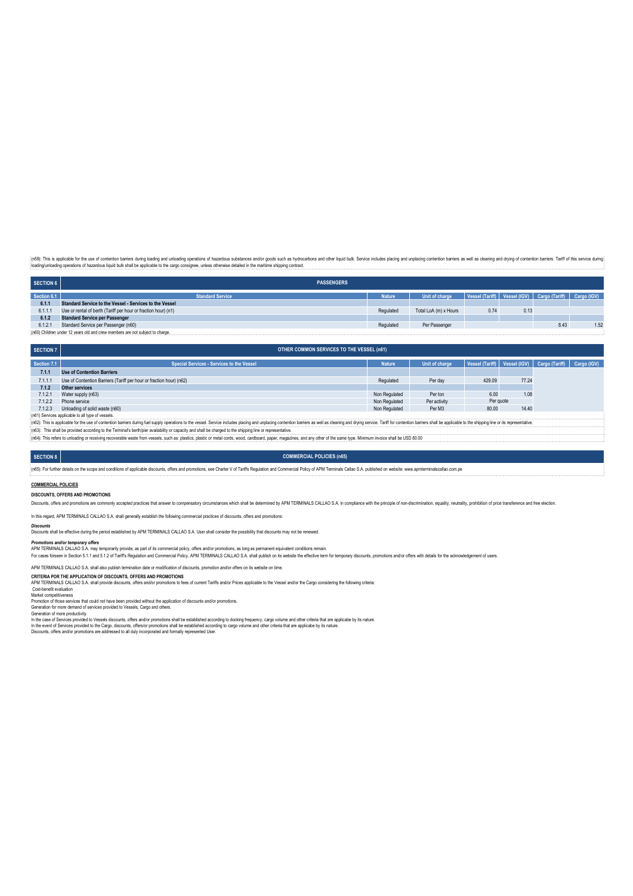(n59): This is applicable for the use of contention barriers during loading and unloading operations of hazardous substances and/or goods such as hydrocarbons and other liquid bulk. Service includes placing and unplacing contention barriers as well as cleaning and drying of contention barriers. Tariff of this service during loading/unloading operations of hazardous liquid bulk shall be applicable to the cargo consignee, unless otherwise detailed in the maritime shipping contract.

## SECTION 6 PASSENGERS

| Section 6.1 | Standard Service | Nature | Unit of charge | Vessel (Tariff) | Vessel (IGV) | Cargo (Tariff) | Cargo (IGV) |
|---|---|---|---|---|---|---|---|
| **6.1.1** | **Standard Service to the Vessel - Services to the Vessel** | | | | | | |
| 6.1.1.1 | Use or rental of berth (Tariff per hour or fraction hour) (n1) | Regulated | Total LoA (m) x Hours | 0.74 | 0.13 | | |
| **6.1.2** | **Standard Service per Passenger** | | | | | | |
| 6.1.2.1 | Standard Service per Passenger (n60) | Regulated | Per Passenger | | | 8.43 | 1.52 |

(n60) Children under 12 years old and crew members are not subject to charge.

## SECTION 7 OTHER COMMON SERVICES TO THE VESSEL (n61)

| Section 7.1 | Special Services - Services to the Vessel | Nature | Unit of charge | Vessel (Tariff) | Vessel (IGV) | Cargo (Tariff) | Cargo (IGV) |
|---|---|---|---|---|---|---|---|
| **7.1.1** | **Use of Contention Barriers** | | | | | | |
| 7.1.1.1 | Use of Contention Barriers (Tariff per hour or fraction hour) (n62) | Regulated | Per day | 429.09 | 77.24 | | |
| **7.1.2** | **Other services** | | | | | | |
| 7.1.2.1 | Water supply (n63) | Non Regulated | Per ton | 6.00 | 1.08 | | |
| 7.1.2.2 | Phone service | Non Regulated | Per activity | Per quote | | | |
| 7.1.2.3 | Unloading of solid waste (n60) | Non Regulated | Per M3 | 80.00 | 14.40 | | |

(n61) Services applicable to all type of vessels.

(n62): This is applicable for the use of contention barriers during fuel supply operations to the vessel. Service includes placing and unplacing contention barriers as well as cleaning and drying service. Tariff for contention barriers shall be applicable to the shipping line or its representative.

(n63): This shall be provided according to the Terminal's berth/pier availability or capacity and shall be charged to the shipping line or representative.

(n64): This refers to unloading or receiving recoverable waste from vessels, such as: plastics, plastic or metal cords, wood, cardboard, paper, magazines, and any other of the same type. Minimum invoice shall be USD 80.00

## SECTION 8 COMMERCIAL POLICIES (n65)

(n65): For further details on the scope and conditions of applicable discounts, offers and promotions, see Charter V of Tariffs Regulation and Commercial Policy of APM Terminals Callao S.A. published on website: www.apmterminalscallao.com.pe

### COMMERCIAL POLICIES

**DISCOUNTS, OFFERS AND PROMOTIONS**

Discounts, offers and promotions are commonly accepted practices that answer to compensatory circumstances which shall be determined by APM TERMINALS CALLAO S.A. in compliance with the principle of non-discrimination, equality, neutrality, prohibition of price transference and free election.

In this regard, APM TERMINALS CALLAO S.A. shall generally establish the following commercial practices of discounts, offers and promotions:

***Discounts***

Discounts shall be effective during the period established by APM TERMINALS CALLAO S.A. User shall consider the possibility that discounts may not be renewed.

***Promotions and/or temporary offers***

APM TERMINALS CALLAO S.A. may temporarily provide, as part of its commercial policy, offers and/or promotions, as long as permanent equivalent conditions remain.

For cases forseen in Section 5.1.1 and 5.1.2 of Tariff's Regulation and Commercial Policy, APM TERMINALS CALLAO S.A. shall publish on its website the effective term for temporary discounts, promotions and/or offers with details for the acknowledgement of users.

APM TERMINALS CALLAO S.A. shall also publish termination date or modification of discounts, promotion and/or offers on its website on time.

**CRITERIA POR THE APPLICATION OF DISCOUNTS, OFFERS AND PROMOTIONS**

APM TERMINALS CALLAO S.A. shall provide discounts, offers and/or promotions to fees of current Tariffs and/or Prices applicable to the Vessel and/or the Cargo considering the following criteria:

Cost-benefit evaluation
Market competitiveness
Promotion of those services that could not have been provided without the application of discounts and/or promotions.
Generation for more demand of services provided to Vessels, Cargo and others.
Generation of more productivity.

In the case of Services provided to Vessels discounts, offers and/or promotions shall be established according to docking frequency, cargo volume and other criteria that are applicabe by its nature.

In the event of Services provided to the Cargo, discounts, offers/or promotions shall be established according to cargo volume and other criteria that are applicabe by its nature.

Discounts, offers and/or promotions are addressed to all duly incorporated and formally represented User.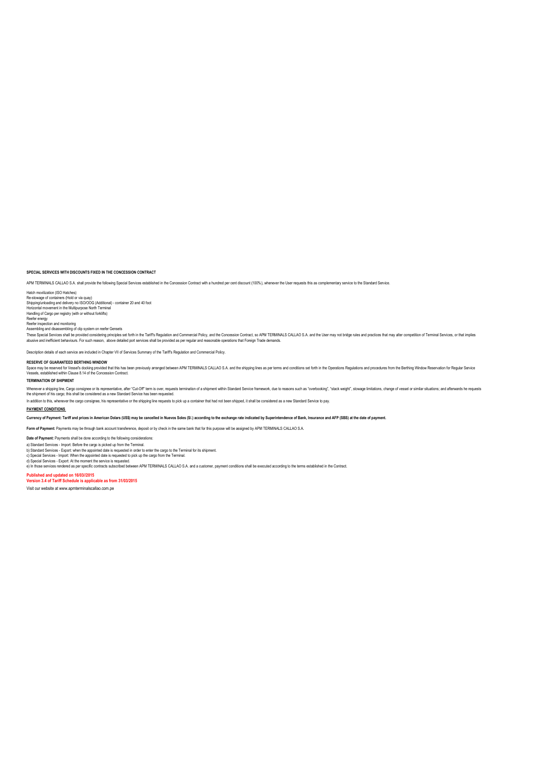**SPECIAL SERVICES WITH DISCOUNTS FIXED IN THE CONCESSION CONTRACT**

APM TERMINALS CALLAO S.A. shall provide the following Special Services established in the Concession Contract with a hundred per cent discount (100%), whenever the User requests this as complementary service to the Standard Service.

Hatch movilization (ISO Hatches)
Re-stowage of containers (Hold or via quay)
Shipping/unloading and delivery no ISO/OOG (Additional) - container 20 and 40 foot
Horizontal movement in the Multipurpose North Terminal
Handling of Cargo per registry (with or without forklifts)
Reefer energy
Reefer inspection and monitoring
Assembling and disassembling of clip system on reefer Gensets

These Special Services shall be provided considering principles set forth in the Tariff's Regulation and Commercial Policy, and the Concession Contract, so APM TERMINALS CALLAO S.A. and the User may not bridge rules and practices that may alter competition of Terminal Services, or that implies abusive and inefficient behaviours. For such reason, above detailed port services shall be provided as per regular and reasonable operations that Foreign Trade demands.

Description details of each service are included in Chapter VII of Services Summary of the Tariff's Regulation and Commercial Policy.

**RESERVE OF GUARANTEED BERTHING WINDOW**

Space may be reserved for Vessel's docking provided that this has been previously arranged between APM TERMINALS CALLAO S.A. and the shipping lines as per terms and conditions set forth in the Operations Regulations and procedures from the Berthing Window Reservation for Regular Service Vessels, established within Clause 8.14 of the Concession Contract.

**TERMINATION OF SHIPMENT**

Whenever a shipping line, Cargo consignee or its representative, after "Cut-Off" term is over, requests termination of a shipment within Standard Service framework, due to reasons such as "overbooking", "stack weight", stowage limitations, change of vessel or similar situations; and afterwards he requests the shipment of his cargo; this shall be considered as a new Standard Service has been requested.

In addition to this, whenever the cargo consignee, his representative or the shipping line requests to pick up a container that had not been shipped, it shall be considered as a new Standard Service to pay.

**PAYMENT CONDITIONS**

**Currency of Payment: Tariff and prices in American Dolars (US$) may be cancelled in Nuevos Soles (S/.) according to the exchange rate indicated by Superintendence of Bank, Insurance and AFP (SBS) at the date of payment.**

**Form of Payment:** Payments may be through bank account transference, deposit or by check in the same bank that for this purpose will be assigned by APM TERMINALS CALLAO S.A.

**Date of Payment:** Payments shall be done according to the following considerations:

a) Standard Services - Import: Before the cargo is picked up from the Terminal.
b) Standard Services - Export: when the appointed date is requested in order to enter the cargo to the Terminal for its shipment.
c) Special Services - Import: When the appointed date is requested to pick up the cargo from the Terminal.
d) Special Services - Export: At the moment the service is requested.
e) In those services rendered as per specific contracts subscribed between APM TERMINALS CALLAO S.A. and a customer, payment conditions shall be executed according to the terms established in the Contract.

**Published and updated on 16/03//2015**
**Version 3.4 of Tariff Schedule is applicable as from 31/03/2015**

Visit our website at www.apmterminalscallao.com.pe